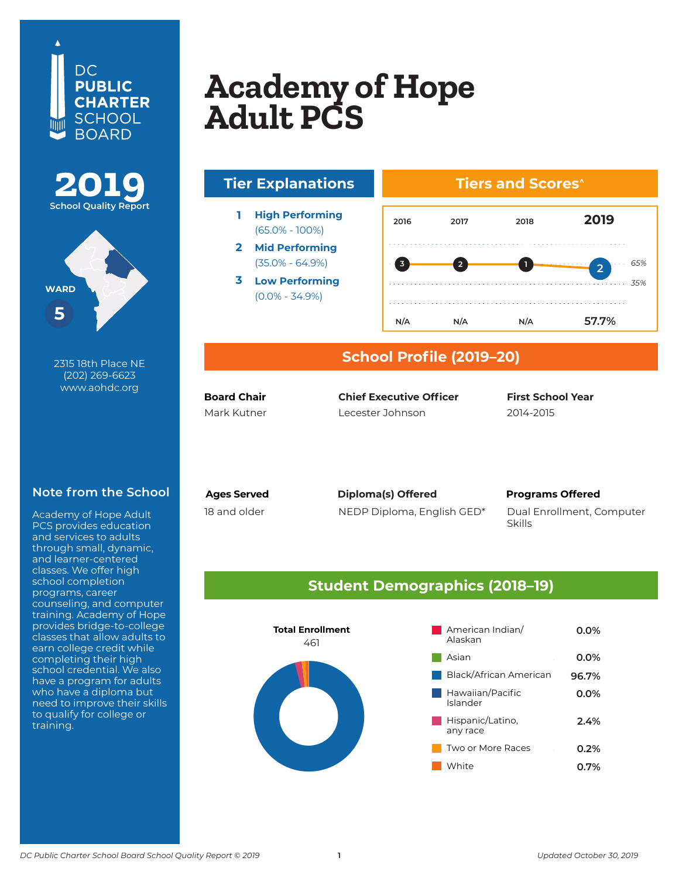# Academy of Hope Adult PCS

DC PUBLIC CHARTER SCHOOL BOARD

**2019** School Quality Report

WARD **5**

2315 18th Place NE
(202) 269-6623
www.aohdc.org

## Tier Explanations

1. **High Performing** (65.0% - 100%)
2. **Mid Performing** (35.0% - 64.9%)
3. **Low Performing** (0.0% - 34.9%)

## Tiers and Scores^

| | 2016 | 2017 | 2018 | 2019 |
|---|---|---|---|---|
| Tier | 3 | 2 | 1 | 2 |
| Score | N/A | N/A | N/A | 57.7% |

## School Profile (2019–20)

**Board Chair**
Mark Kutner

**Chief Executive Officer**
Lecester Johnson

**First School Year**
2014-2015

**Ages Served**
18 and older

**Diploma(s) Offered**
NEDP Diploma, English GED*

**Programs Offered**
Dual Enrollment, Computer Skills

## Note from the School

Academy of Hope Adult PCS provides education and services to adults through small, dynamic, and learner-centered classes. We offer high school completion programs, career counseling, and computer training. Academy of Hope provides bridge-to-college classes that allow adults to earn college credit while completing their high school credential. We also have a program for adults who have a diploma but need to improve their skills to qualify for college or training.

## Student Demographics (2018–19)

**Total Enrollment**
461

| Group | Percent |
|---|---|
| American Indian/ Alaskan | 0.0% |
| Asian | 0.0% |
| Black/African American | 96.7% |
| Hawaiian/Pacific Islander | 0.0% |
| Hispanic/Latino, any race | 2.4% |
| Two or More Races | 0.2% |
| White | 0.7% |

*DC Public Charter School Board School Quality Report © 2019* | *Updated October 30, 2019*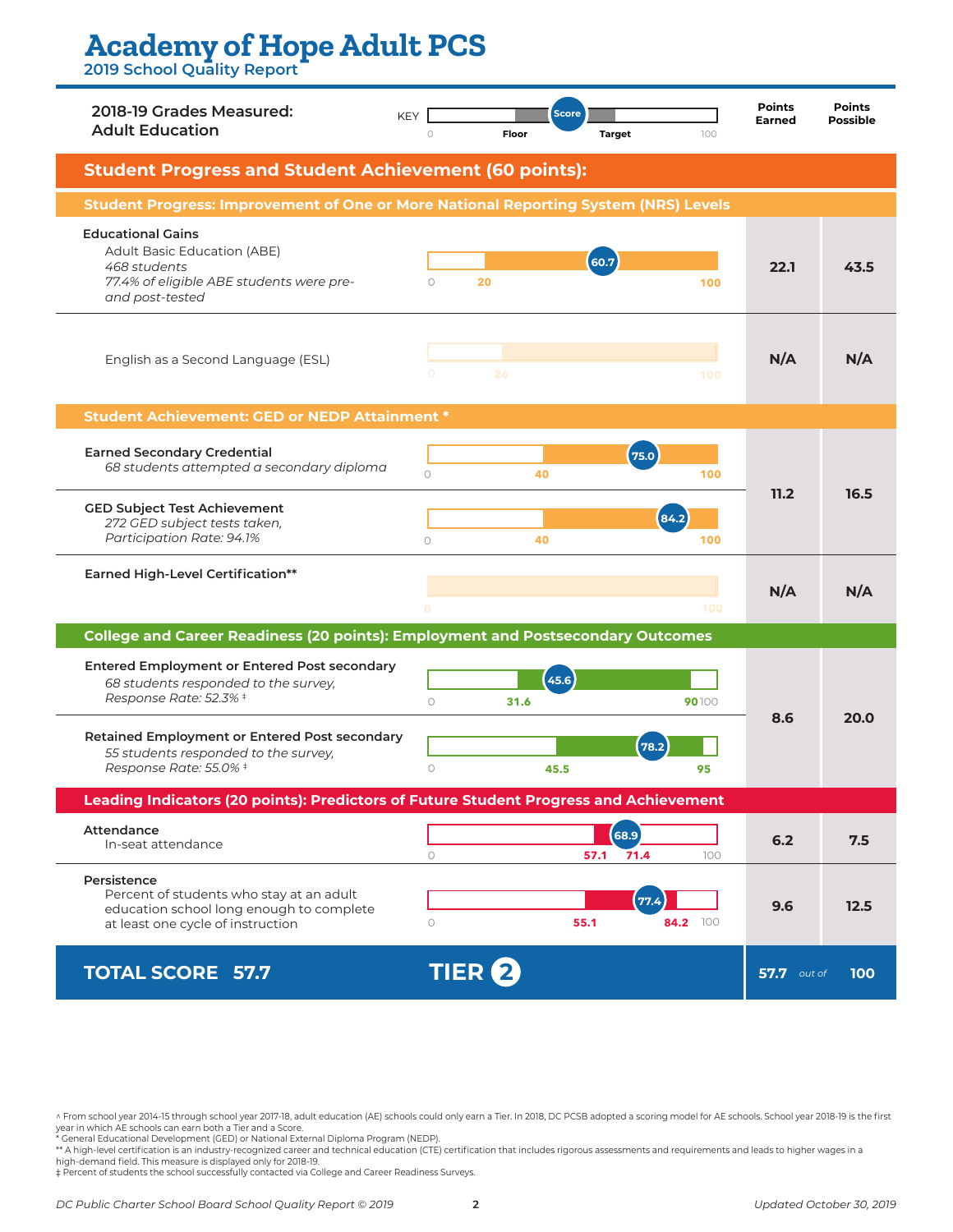# Academy of Hope Adult PCS

## 2019 School Quality Report

**2018-19 Grades Measured: Adult Education**

KEY: 0 — Floor — Score — Target — 100

Points Earned | Points Possible

## Student Progress and Student Achievement (60 points):

### Student Progress: Improvement of One or More National Reporting System (NRS) Levels

**Educational Gains**

Adult Basic Education (ABE)
*468 students*
*77.4% of eligible ABE students were pre- and post-tested*

0 20 60.7 100

Points Earned: 22.1 | Points Possible: 43.5

English as a Second Language (ESL)

0 26 100

Points Earned: N/A | Points Possible: N/A

### Student Achievement: GED or NEDP Attainment *

**Earned Secondary Credential**
*68 students attempted a secondary diploma*

0 40 75.0 100

**GED Subject Test Achievement**
*272 GED subject tests taken, Participation Rate: 94.1%*

0 40 84.2 100

Points Earned: 11.2 | Points Possible: 16.5

**Earned High-Level Certification****

0 100

Points Earned: N/A | Points Possible: N/A

## College and Career Readiness (20 points): Employment and Postsecondary Outcomes

**Entered Employment or Entered Post secondary**
*68 students responded to the survey, Response Rate: 52.3% ‡*

0 31.6 45.6 90 100

**Retained Employment or Entered Post secondary**
*55 students responded to the survey, Response Rate: 55.0% ‡*

0 45.5 78.2 95

Points Earned: 8.6 | Points Possible: 20.0

## Leading Indicators (20 points): Predictors of Future Student Progress and Achievement

**Attendance**
In-seat attendance

0 57.1 68.9 71.4 100

Points Earned: 6.2 | Points Possible: 7.5

**Persistence**
Percent of students who stay at an adult education school long enough to complete at least one cycle of instruction

0 55.1 77.4 84.2 100

Points Earned: 9.6 | Points Possible: 12.5

## TOTAL SCORE 57.7 — TIER 2 — 57.7 out of 100

^ From school year 2014-15 through school year 2017-18, adult education (AE) schools could only earn a Tier. In 2018, DC PCSB adopted a scoring model for AE schools. School year 2018-19 is the first year in which AE schools can earn both a Tier and a Score.
* General Educational Development (GED) or National External Diploma Program (NEDP).
** A high-level certification is an industry-recognized career and technical education (CTE) certification that includes rigorous assessments and requirements and leads to higher wages in a high-demand field. This measure is displayed only for 2018-19.
‡ Percent of students the school successfully contacted via College and Career Readiness Surveys.

DC Public Charter School Board School Quality Report © 2019 — Updated October 30, 2019